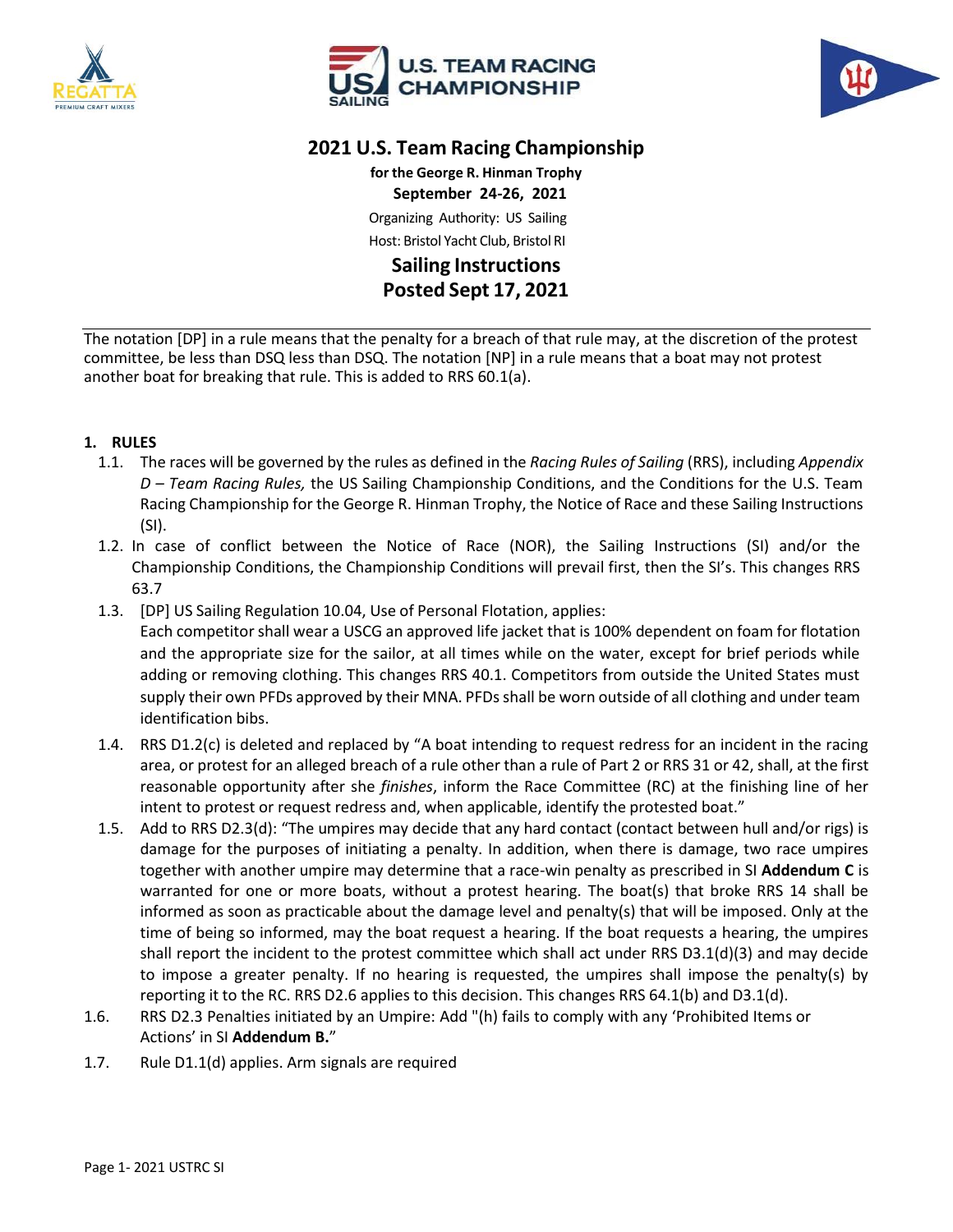# 2021 U.S. Team Racing Championship

**for the George R. Hinman Trophy**

**September 24-26, 2021**

Organizing Authority: US Sailing

Host: Bristol Yacht Club, Bristol RI

## Sailing Instructions
## Posted Sept 17, 2021

---

The notation [DP] in a rule means that the penalty for a breach of that rule may, at the discretion of the protest committee, be less than DSQ less than DSQ. The notation [NP] in a rule means that a boat may not protest another boat for breaking that rule. This is added to RRS 60.1(a).

**1. RULES**

1.1. The races will be governed by the rules as defined in the *Racing Rules of Sailing* (RRS), including *Appendix D – Team Racing Rules,* the US Sailing Championship Conditions, and the Conditions for the U.S. Team Racing Championship for the George R. Hinman Trophy, the Notice of Race and these Sailing Instructions (SI).

1.2. In case of conflict between the Notice of Race (NOR), the Sailing Instructions (SI) and/or the Championship Conditions, the Championship Conditions will prevail first, then the SI's. This changes RRS 63.7

1.3. [DP] US Sailing Regulation 10.04, Use of Personal Flotation, applies:
Each competitor shall wear a USCG an approved life jacket that is 100% dependent on foam for flotation and the appropriate size for the sailor, at all times while on the water, except for brief periods while adding or removing clothing. This changes RRS 40.1. Competitors from outside the United States must supply their own PFDs approved by their MNA. PFDs shall be worn outside of all clothing and under team identification bibs.

1.4. RRS D1.2(c) is deleted and replaced by "A boat intending to request redress for an incident in the racing area, or protest for an alleged breach of a rule other than a rule of Part 2 or RRS 31 or 42, shall, at the first reasonable opportunity after she *finishes*, inform the Race Committee (RC) at the finishing line of her intent to protest or request redress and, when applicable, identify the protested boat."

1.5. Add to RRS D2.3(d): "The umpires may decide that any hard contact (contact between hull and/or rigs) is damage for the purposes of initiating a penalty. In addition, when there is damage, two race umpires together with another umpire may determine that a race-win penalty as prescribed in SI **Addendum C** is warranted for one or more boats, without a protest hearing. The boat(s) that broke RRS 14 shall be informed as soon as practicable about the damage level and penalty(s) that will be imposed. Only at the time of being so informed, may the boat request a hearing. If the boat requests a hearing, the umpires shall report the incident to the protest committee which shall act under RRS D3.1(d)(3) and may decide to impose a greater penalty. If no hearing is requested, the umpires shall impose the penalty(s) by reporting it to the RC. RRS D2.6 applies to this decision. This changes RRS 64.1(b) and D3.1(d)."

1.6. RRS D2.3 Penalties initiated by an Umpire: Add "(h) fails to comply with any 'Prohibited Items or Actions' in SI **Addendum B.**"

1.7. Rule D1.1(d) applies. Arm signals are required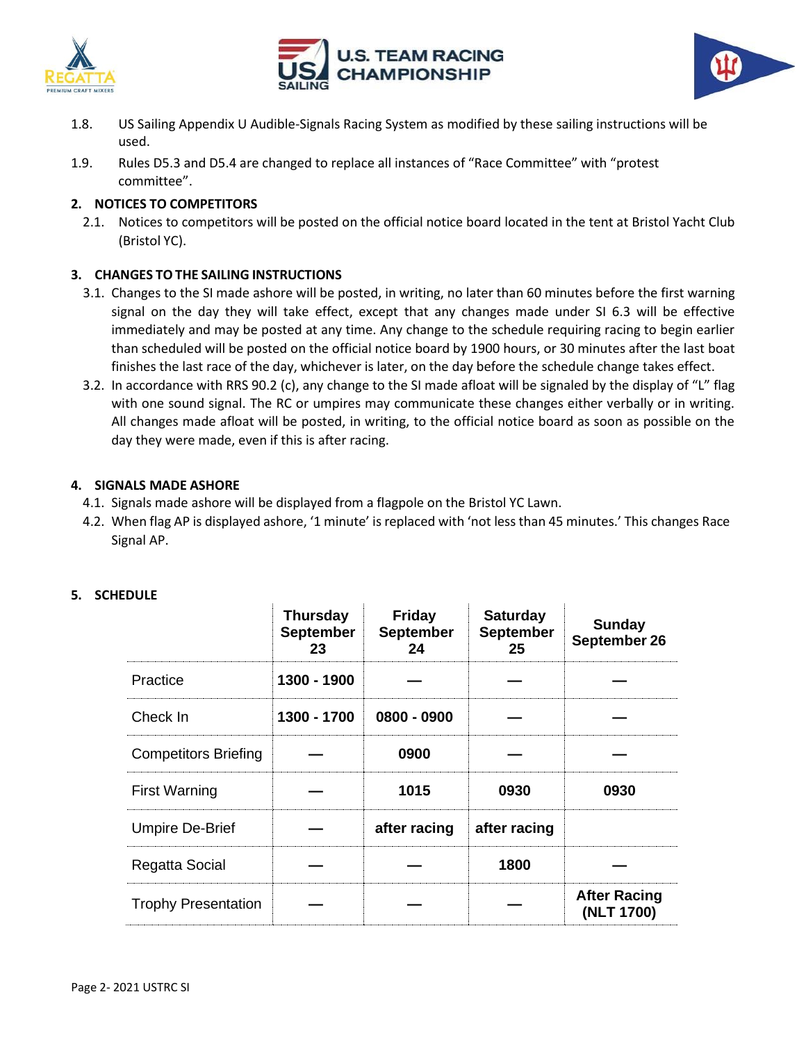1.8. US Sailing Appendix U Audible-Signals Racing System as modified by these sailing instructions will be used.

1.9. Rules D5.3 and D5.4 are changed to replace all instances of "Race Committee" with "protest committee".

## 2. NOTICES TO COMPETITORS

2.1. Notices to competitors will be posted on the official notice board located in the tent at Bristol Yacht Club (Bristol YC).

## 3. CHANGES TO THE SAILING INSTRUCTIONS

3.1. Changes to the SI made ashore will be posted, in writing, no later than 60 minutes before the first warning signal on the day they will take effect, except that any changes made under SI 6.3 will be effective immediately and may be posted at any time. Any change to the schedule requiring racing to begin earlier than scheduled will be posted on the official notice board by 1900 hours, or 30 minutes after the last boat finishes the last race of the day, whichever is later, on the day before the schedule change takes effect.

3.2. In accordance with RRS 90.2 (c), any change to the SI made afloat will be signaled by the display of "L" flag with one sound signal. The RC or umpires may communicate these changes either verbally or in writing. All changes made afloat will be posted, in writing, to the official notice board as soon as possible on the day they were made, even if this is after racing.

## 4. SIGNALS MADE ASHORE

4.1. Signals made ashore will be displayed from a flagpole on the Bristol YC Lawn.

4.2. When flag AP is displayed ashore, '1 minute' is replaced with 'not less than 45 minutes.' This changes Race Signal AP.

## 5. SCHEDULE

| | Thursday September 23 | Friday September 24 | Saturday September 25 | Sunday September 26 |
|---|---|---|---|---|
| Practice | 1300 - 1900 | — | — | — |
| Check In | 1300 - 1700 | 0800 - 0900 | — | — |
| Competitors Briefing | — | 0900 | — | — |
| First Warning | — | 1015 | 0930 | 0930 |
| Umpire De-Brief | — | after racing | after racing | |
| Regatta Social | — | — | 1800 | — |
| Trophy Presentation | — | — | — | After Racing (NLT 1700) |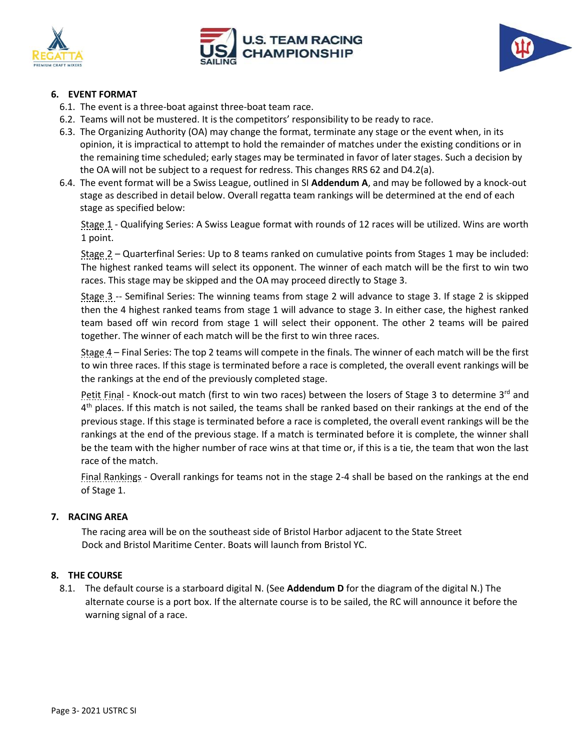## 6. EVENT FORMAT

6.1. The event is a three-boat against three-boat team race.

6.2. Teams will not be mustered. It is the competitors' responsibility to be ready to race.

6.3. The Organizing Authority (OA) may change the format, terminate any stage or the event when, in its opinion, it is impractical to attempt to hold the remainder of matches under the existing conditions or in the remaining time scheduled; early stages may be terminated in favor of later stages. Such a decision by the OA will not be subject to a request for redress. This changes RRS 62 and D4.2(a).

6.4. The event format will be a Swiss League, outlined in SI **Addendum A**, and may be followed by a knock-out stage as described in detail below. Overall regatta team rankings will be determined at the end of each stage as specified below:

Stage 1 - Qualifying Series: A Swiss League format with rounds of 12 races will be utilized. Wins are worth 1 point.

Stage 2 – Quarterfinal Series: Up to 8 teams ranked on cumulative points from Stages 1 may be included: The highest ranked teams will select its opponent. The winner of each match will be the first to win two races. This stage may be skipped and the OA may proceed directly to Stage 3.

Stage 3 -- Semifinal Series: The winning teams from stage 2 will advance to stage 3. If stage 2 is skipped then the 4 highest ranked teams from stage 1 will advance to stage 3. In either case, the highest ranked team based off win record from stage 1 will select their opponent. The other 2 teams will be paired together. The winner of each match will be the first to win three races.

Stage 4 – Final Series: The top 2 teams will compete in the finals. The winner of each match will be the first to win three races. If this stage is terminated before a race is completed, the overall event rankings will be the rankings at the end of the previously completed stage.

Petit Final - Knock-out match (first to win two races) between the losers of Stage 3 to determine 3rd and 4th places. If this match is not sailed, the teams shall be ranked based on their rankings at the end of the previous stage. If this stage is terminated before a race is completed, the overall event rankings will be the rankings at the end of the previous stage. If a match is terminated before it is complete, the winner shall be the team with the higher number of race wins at that time or, if this is a tie, the team that won the last race of the match.

Final Rankings - Overall rankings for teams not in the stage 2-4 shall be based on the rankings at the end of Stage 1.

## 7. RACING AREA

The racing area will be on the southeast side of Bristol Harbor adjacent to the State Street Dock and Bristol Maritime Center. Boats will launch from Bristol YC.

## 8. THE COURSE

8.1. The default course is a starboard digital N. (See **Addendum D** for the diagram of the digital N.) The alternate course is a port box. If the alternate course is to be sailed, the RC will announce it before the warning signal of a race.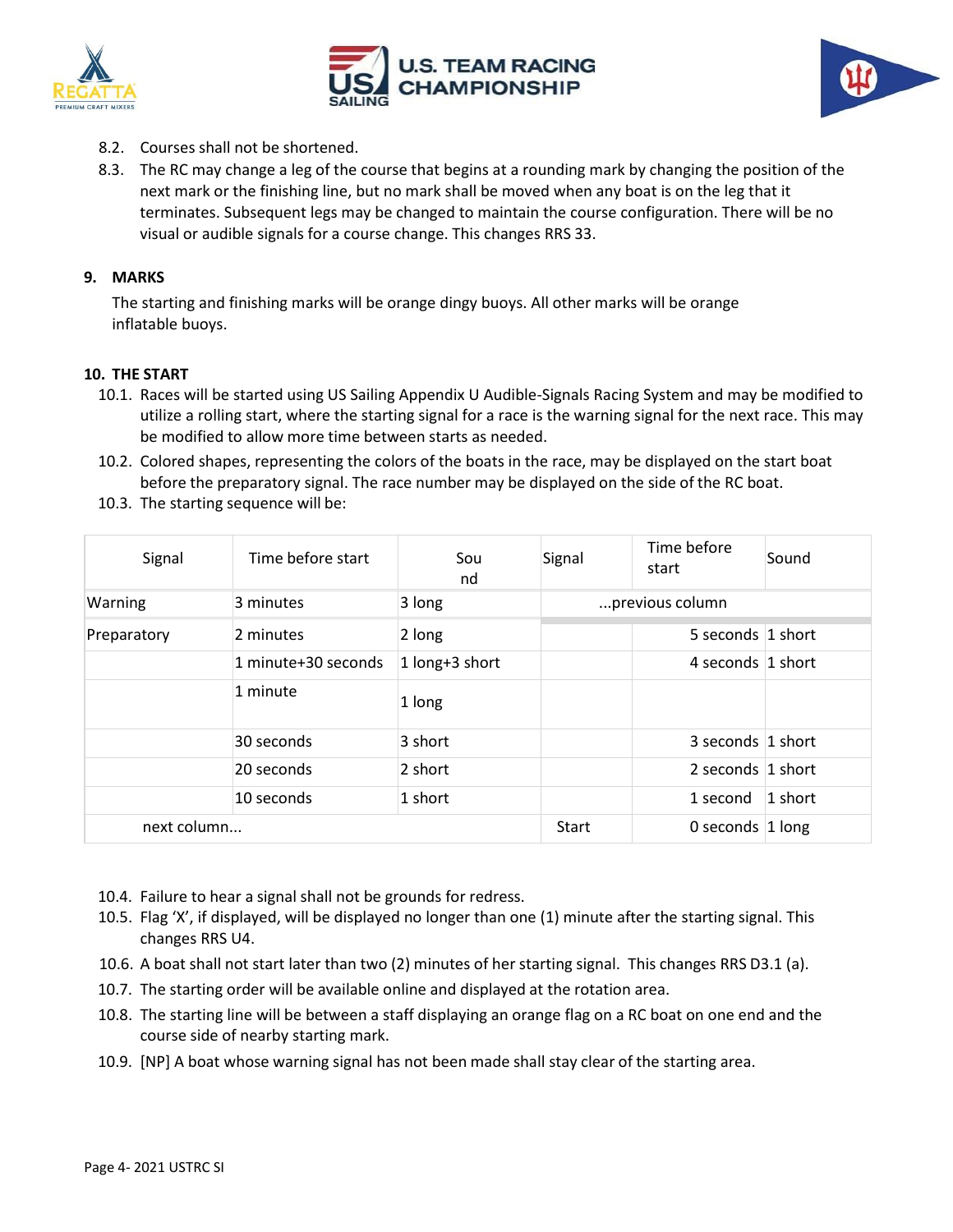8.2. Courses shall not be shortened.

8.3. The RC may change a leg of the course that begins at a rounding mark by changing the position of the next mark or the finishing line, but no mark shall be moved when any boat is on the leg that it terminates. Subsequent legs may be changed to maintain the course configuration. There will be no visual or audible signals for a course change. This changes RRS 33.

## 9. MARKS

The starting and finishing marks will be orange dingy buoys. All other marks will be orange inflatable buoys.

## 10. THE START

10.1. Races will be started using US Sailing Appendix U Audible-Signals Racing System and may be modified to utilize a rolling start, where the starting signal for a race is the warning signal for the next race. This may be modified to allow more time between starts as needed.

10.2. Colored shapes, representing the colors of the boats in the race, may be displayed on the start boat before the preparatory signal. The race number may be displayed on the side of the RC boat.

10.3. The starting sequence will be:

| Signal | Time before start | Sound | Signal | Time before start | Sound |
|---|---|---|---|---|---|
| Warning | 3 minutes | 3 long | ...previous column | | |
| Preparatory | 2 minutes | 2 long | | 5 seconds | 1 short |
| | 1 minute+30 seconds | 1 long+3 short | | 4 seconds | 1 short |
| | 1 minute | 1 long | | | |
| | 30 seconds | 3 short | | 3 seconds | 1 short |
| | 20 seconds | 2 short | | 2 seconds | 1 short |
| | 10 seconds | 1 short | | 1 second | 1 short |
| next column... | | | Start | 0 seconds | 1 long |

10.4. Failure to hear a signal shall not be grounds for redress.

10.5. Flag 'X', if displayed, will be displayed no longer than one (1) minute after the starting signal. This changes RRS U4.

10.6. A boat shall not start later than two (2) minutes of her starting signal. This changes RRS D3.1 (a).

10.7. The starting order will be available online and displayed at the rotation area.

10.8. The starting line will be between a staff displaying an orange flag on a RC boat on one end and the course side of nearby starting mark.

10.9. [NP] A boat whose warning signal has not been made shall stay clear of the starting area.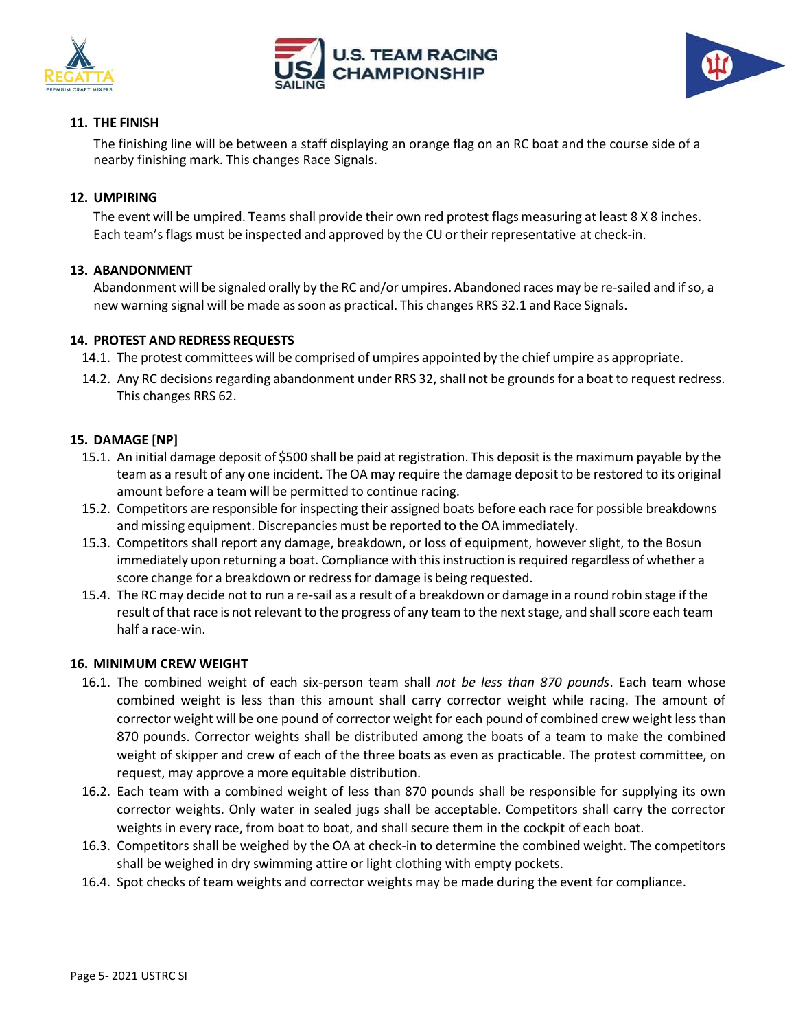## 11. THE FINISH

The finishing line will be between a staff displaying an orange flag on an RC boat and the course side of a nearby finishing mark. This changes Race Signals.

## 12. UMPIRING

The event will be umpired. Teams shall provide their own red protest flags measuring at least 8 X 8 inches. Each team's flags must be inspected and approved by the CU or their representative at check-in.

## 13. ABANDONMENT

Abandonment will be signaled orally by the RC and/or umpires. Abandoned races may be re-sailed and if so, a new warning signal will be made as soon as practical. This changes RRS 32.1 and Race Signals.

## 14. PROTEST AND REDRESS REQUESTS

14.1. The protest committees will be comprised of umpires appointed by the chief umpire as appropriate.

14.2. Any RC decisions regarding abandonment under RRS 32, shall not be grounds for a boat to request redress. This changes RRS 62.

## 15. DAMAGE [NP]

15.1. An initial damage deposit of $500 shall be paid at registration. This deposit is the maximum payable by the team as a result of any one incident. The OA may require the damage deposit to be restored to its original amount before a team will be permitted to continue racing.

15.2. Competitors are responsible for inspecting their assigned boats before each race for possible breakdowns and missing equipment. Discrepancies must be reported to the OA immediately.

15.3. Competitors shall report any damage, breakdown, or loss of equipment, however slight, to the Bosun immediately upon returning a boat. Compliance with this instruction is required regardless of whether a score change for a breakdown or redress for damage is being requested.

15.4. The RC may decide not to run a re-sail as a result of a breakdown or damage in a round robin stage if the result of that race is not relevant to the progress of any team to the next stage, and shall score each team half a race-win.

## 16. MINIMUM CREW WEIGHT

16.1. The combined weight of each six-person team shall *not be less than 870 pounds*. Each team whose combined weight is less than this amount shall carry corrector weight while racing. The amount of corrector weight will be one pound of corrector weight for each pound of combined crew weight less than 870 pounds. Corrector weights shall be distributed among the boats of a team to make the combined weight of skipper and crew of each of the three boats as even as practicable. The protest committee, on request, may approve a more equitable distribution.

16.2. Each team with a combined weight of less than 870 pounds shall be responsible for supplying its own corrector weights. Only water in sealed jugs shall be acceptable. Competitors shall carry the corrector weights in every race, from boat to boat, and shall secure them in the cockpit of each boat.

16.3. Competitors shall be weighed by the OA at check-in to determine the combined weight. The competitors shall be weighed in dry swimming attire or light clothing with empty pockets.

16.4. Spot checks of team weights and corrector weights may be made during the event for compliance.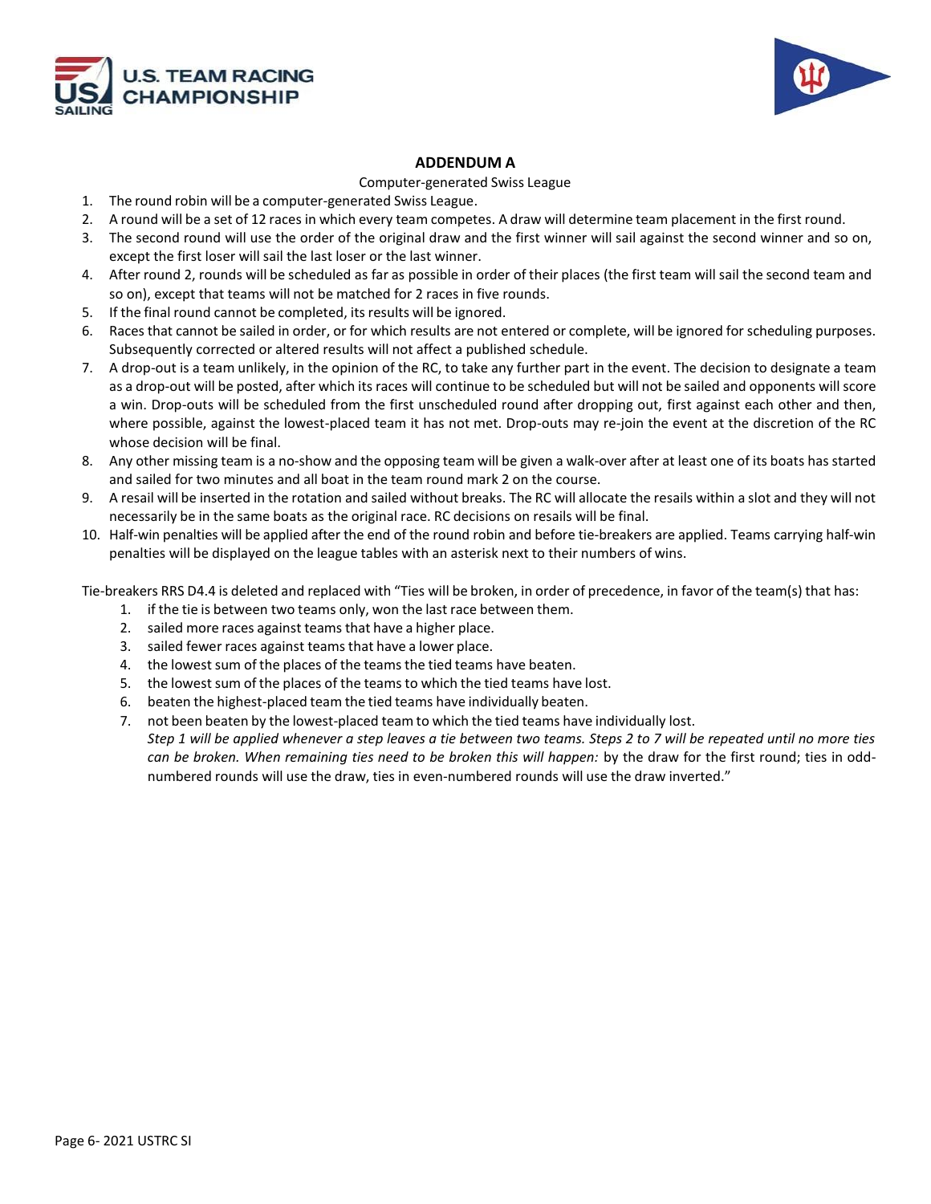## ADDENDUM A

Computer-generated Swiss League

1. The round robin will be a computer-generated Swiss League.
2. A round will be a set of 12 races in which every team competes. A draw will determine team placement in the first round.
3. The second round will use the order of the original draw and the first winner will sail against the second winner and so on, except the first loser will sail the last loser or the last winner.
4. After round 2, rounds will be scheduled as far as possible in order of their places (the first team will sail the second team and so on), except that teams will not be matched for 2 races in five rounds.
5. If the final round cannot be completed, its results will be ignored.
6. Races that cannot be sailed in order, or for which results are not entered or complete, will be ignored for scheduling purposes. Subsequently corrected or altered results will not affect a published schedule.
7. A drop-out is a team unlikely, in the opinion of the RC, to take any further part in the event. The decision to designate a team as a drop-out will be posted, after which its races will continue to be scheduled but will not be sailed and opponents will score a win. Drop-outs will be scheduled from the first unscheduled round after dropping out, first against each other and then, where possible, against the lowest-placed team it has not met. Drop-outs may re-join the event at the discretion of the RC whose decision will be final.
8. Any other missing team is a no-show and the opposing team will be given a walk-over after at least one of its boats has started and sailed for two minutes and all boat in the team round mark 2 on the course.
9. A resail will be inserted in the rotation and sailed without breaks. The RC will allocate the resails within a slot and they will not necessarily be in the same boats as the original race. RC decisions on resails will be final.
10. Half-win penalties will be applied after the end of the round robin and before tie-breakers are applied. Teams carrying half-win penalties will be displayed on the league tables with an asterisk next to their numbers of wins.

Tie-breakers RRS D4.4 is deleted and replaced with "Ties will be broken, in order of precedence, in favor of the team(s) that has:

1. if the tie is between two teams only, won the last race between them.
2. sailed more races against teams that have a higher place.
3. sailed fewer races against teams that have a lower place.
4. the lowest sum of the places of the teams the tied teams have beaten.
5. the lowest sum of the places of the teams to which the tied teams have lost.
6. beaten the highest-placed team the tied teams have individually beaten.
7. not been beaten by the lowest-placed team to which the tied teams have individually lost.

   *Step 1 will be applied whenever a step leaves a tie between two teams. Steps 2 to 7 will be repeated until no more ties can be broken. When remaining ties need to be broken this will happen:* by the draw for the first round; ties in odd-numbered rounds will use the draw, ties in even-numbered rounds will use the draw inverted."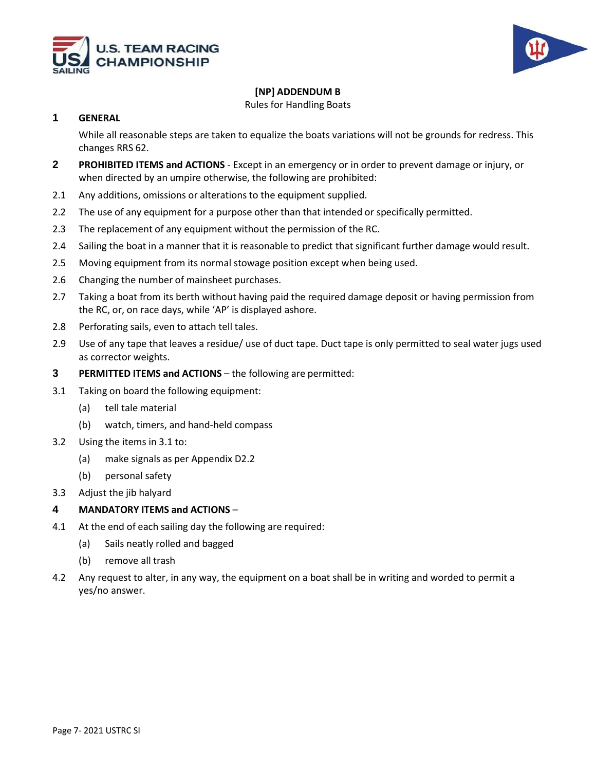## [NP] ADDENDUM B

Rules for Handling Boats

### 1 GENERAL

While all reasonable steps are taken to equalize the boats variations will not be grounds for redress. This changes RRS 62.

### 2 PROHIBITED ITEMS and ACTIONS

**PROHIBITED ITEMS and ACTIONS** - Except in an emergency or in order to prevent damage or injury, or when directed by an umpire otherwise, the following are prohibited:

2.1 Any additions, omissions or alterations to the equipment supplied.

2.2 The use of any equipment for a purpose other than that intended or specifically permitted.

2.3 The replacement of any equipment without the permission of the RC.

2.4 Sailing the boat in a manner that it is reasonable to predict that significant further damage would result.

2.5 Moving equipment from its normal stowage position except when being used.

2.6 Changing the number of mainsheet purchases.

2.7 Taking a boat from its berth without having paid the required damage deposit or having permission from the RC, or, on race days, while 'AP' is displayed ashore.

2.8 Perforating sails, even to attach tell tales.

2.9 Use of any tape that leaves a residue/ use of duct tape. Duct tape is only permitted to seal water jugs used as corrector weights.

### 3 PERMITTED ITEMS and ACTIONS

**PERMITTED ITEMS and ACTIONS** – the following are permitted:

3.1 Taking on board the following equipment:

- (a) tell tale material
- (b) watch, timers, and hand-held compass

3.2 Using the items in 3.1 to:

- (a) make signals as per Appendix D2.2
- (b) personal safety

3.3 Adjust the jib halyard

### 4 MANDATORY ITEMS and ACTIONS –

4.1 At the end of each sailing day the following are required:

- (a) Sails neatly rolled and bagged
- (b) remove all trash

4.2 Any request to alter, in any way, the equipment on a boat shall be in writing and worded to permit a yes/no answer.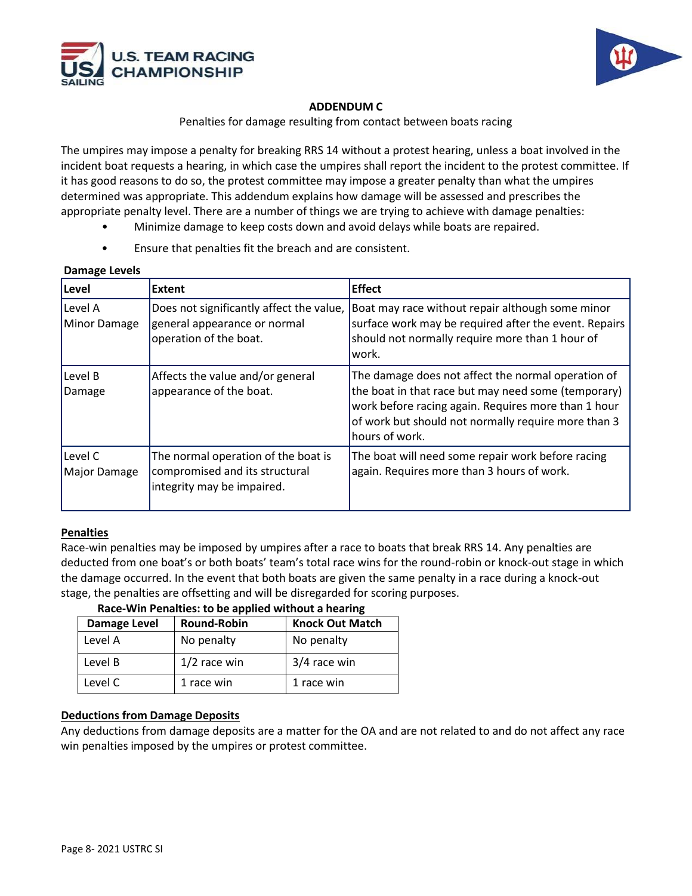## ADDENDUM C

Penalties for damage resulting from contact between boats racing

The umpires may impose a penalty for breaking RRS 14 without a protest hearing, unless a boat involved in the incident boat requests a hearing, in which case the umpires shall report the incident to the protest committee. If it has good reasons to do so, the protest committee may impose a greater penalty than what the umpires determined was appropriate. This addendum explains how damage will be assessed and prescribes the appropriate penalty level. There are a number of things we are trying to achieve with damage penalties:

- Minimize damage to keep costs down and avoid delays while boats are repaired.
- Ensure that penalties fit the breach and are consistent.

**Damage Levels**

| Level | Extent | Effect |
|---|---|---|
| Level A Minor Damage | Does not significantly affect the value, general appearance or normal operation of the boat. | Boat may race without repair although some minor surface work may be required after the event. Repairs should not normally require more than 1 hour of work. |
| Level B Damage | Affects the value and/or general appearance of the boat. | The damage does not affect the normal operation of the boat in that race but may need some (temporary) work before racing again. Requires more than 1 hour of work but should not normally require more than 3 hours of work. |
| Level C Major Damage | The normal operation of the boat is compromised and its structural integrity may be impaired. | The boat will need some repair work before racing again. Requires more than 3 hours of work. |

**Penalties**

Race-win penalties may be imposed by umpires after a race to boats that break RRS 14. Any penalties are deducted from one boat's or both boats' team's total race wins for the round-robin or knock-out stage in which the damage occurred. In the event that both boats are given the same penalty in a race during a knock-out stage, the penalties are offsetting and will be disregarded for scoring purposes.

**Race-Win Penalties: to be applied without a hearing**

| Damage Level | Round-Robin | Knock Out Match |
|---|---|---|
| Level A | No penalty | No penalty |
| Level B | 1/2 race win | 3/4 race win |
| Level C | 1 race win | 1 race win |

**Deductions from Damage Deposits**

Any deductions from damage deposits are a matter for the OA and are not related to and do not affect any race win penalties imposed by the umpires or protest committee.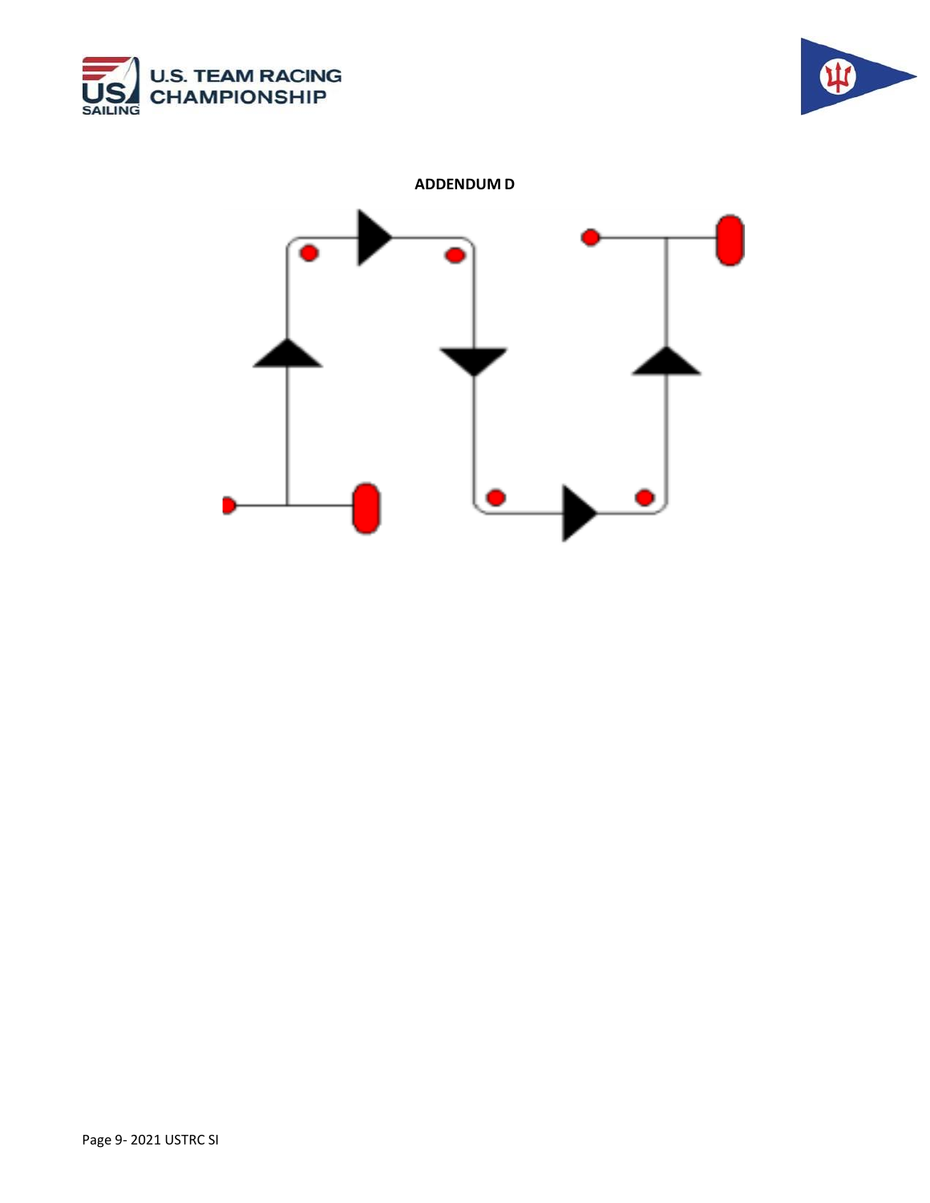## ADDENDUM D